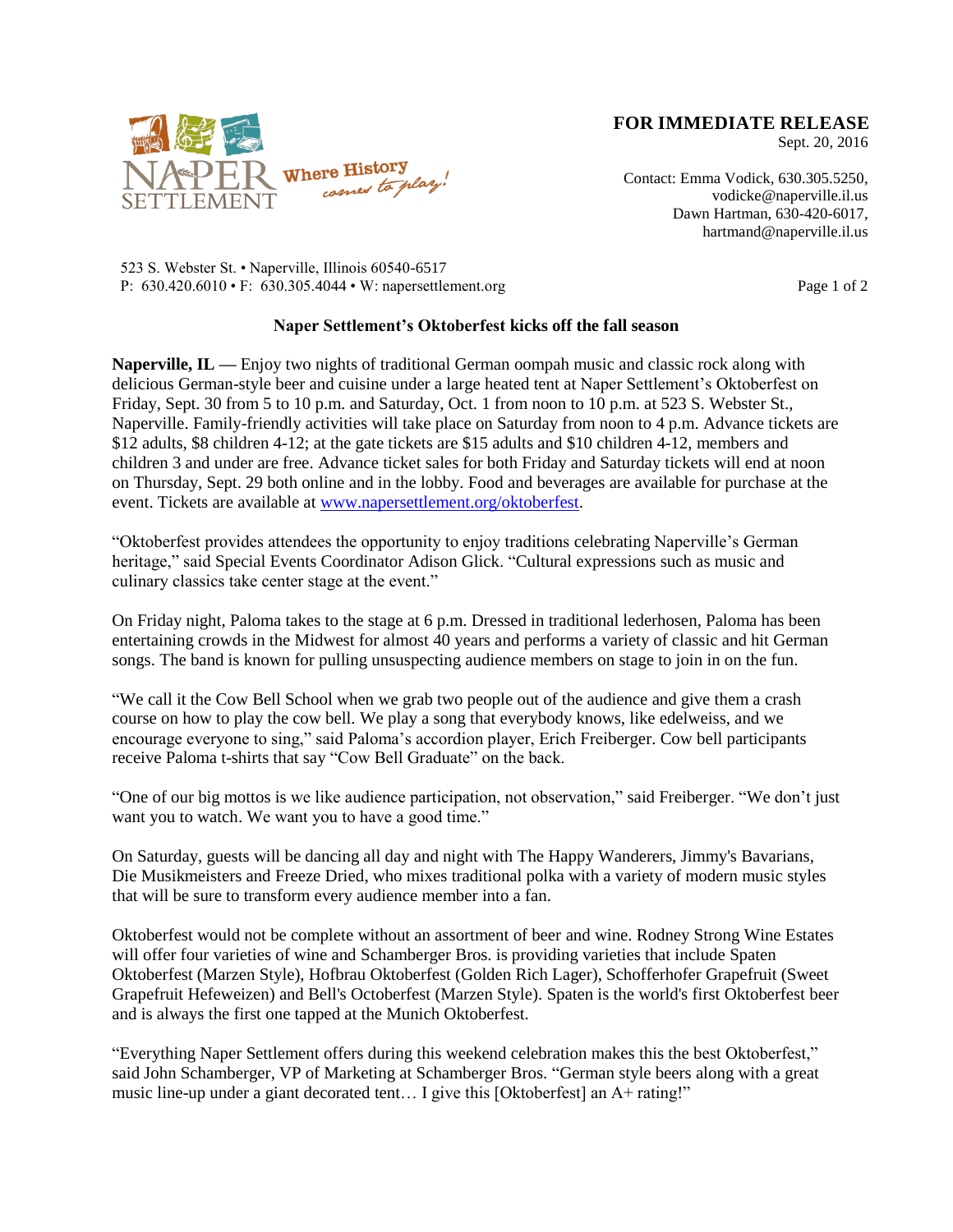**FOR IMMEDIATE RELEASE**
Sept. 20, 2016

Contact: Emma Vodick, 630.305.5250, vodicke@naperville.il.us
Dawn Hartman, 630-420-6017, hartmand@naperville.il.us

NAPER SETTLEMENT Where History comes to play!

523 S. Webster St. • Naperville, Illinois 60540-6517
P: 630.420.6010 • F: 630.305.4044 • W: napersettlement.org

## Naper Settlement's Oktoberfest kicks off the fall season

**Naperville, IL** — Enjoy two nights of traditional German oompah music and classic rock along with delicious German-style beer and cuisine under a large heated tent at Naper Settlement's Oktoberfest on Friday, Sept. 30 from 5 to 10 p.m. and Saturday, Oct. 1 from noon to 10 p.m. at 523 S. Webster St., Naperville. Family-friendly activities will take place on Saturday from noon to 4 p.m. Advance tickets are $12 adults, $8 children 4-12; at the gate tickets are $15 adults and $10 children 4-12, members and children 3 and under are free. Advance ticket sales for both Friday and Saturday tickets will end at noon on Thursday, Sept. 29 both online and in the lobby. Food and beverages are available for purchase at the event. Tickets are available at www.napersettlement.org/oktoberfest.

"Oktoberfest provides attendees the opportunity to enjoy traditions celebrating Naperville's German heritage," said Special Events Coordinator Adison Glick. "Cultural expressions such as music and culinary classics take center stage at the event."

On Friday night, Paloma takes to the stage at 6 p.m. Dressed in traditional lederhosen, Paloma has been entertaining crowds in the Midwest for almost 40 years and performs a variety of classic and hit German songs. The band is known for pulling unsuspecting audience members on stage to join in on the fun.

"We call it the Cow Bell School when we grab two people out of the audience and give them a crash course on how to play the cow bell. We play a song that everybody knows, like edelweiss, and we encourage everyone to sing," said Paloma's accordion player, Erich Freiberger. Cow bell participants receive Paloma t-shirts that say "Cow Bell Graduate" on the back.

"One of our big mottos is we like audience participation, not observation," said Freiberger. "We don't just want you to watch. We want you to have a good time."

On Saturday, guests will be dancing all day and night with The Happy Wanderers, Jimmy's Bavarians, Die Musikmeisters and Freeze Dried, who mixes traditional polka with a variety of modern music styles that will be sure to transform every audience member into a fan.

Oktoberfest would not be complete without an assortment of beer and wine. Rodney Strong Wine Estates will offer four varieties of wine and Schamberger Bros. is providing varieties that include Spaten Oktoberfest (Marzen Style), Hofbrau Oktoberfest (Golden Rich Lager), Schofferhofer Grapefruit (Sweet Grapefruit Hefeweizen) and Bell's Octoberfest (Marzen Style). Spaten is the world's first Oktoberfest beer and is always the first one tapped at the Munich Oktoberfest.

"Everything Naper Settlement offers during this weekend celebration makes this the best Oktoberfest," said John Schamberger, VP of Marketing at Schamberger Bros. "German style beers along with a great music line-up under a giant decorated tent… I give this [Oktoberfest] an A+ rating!"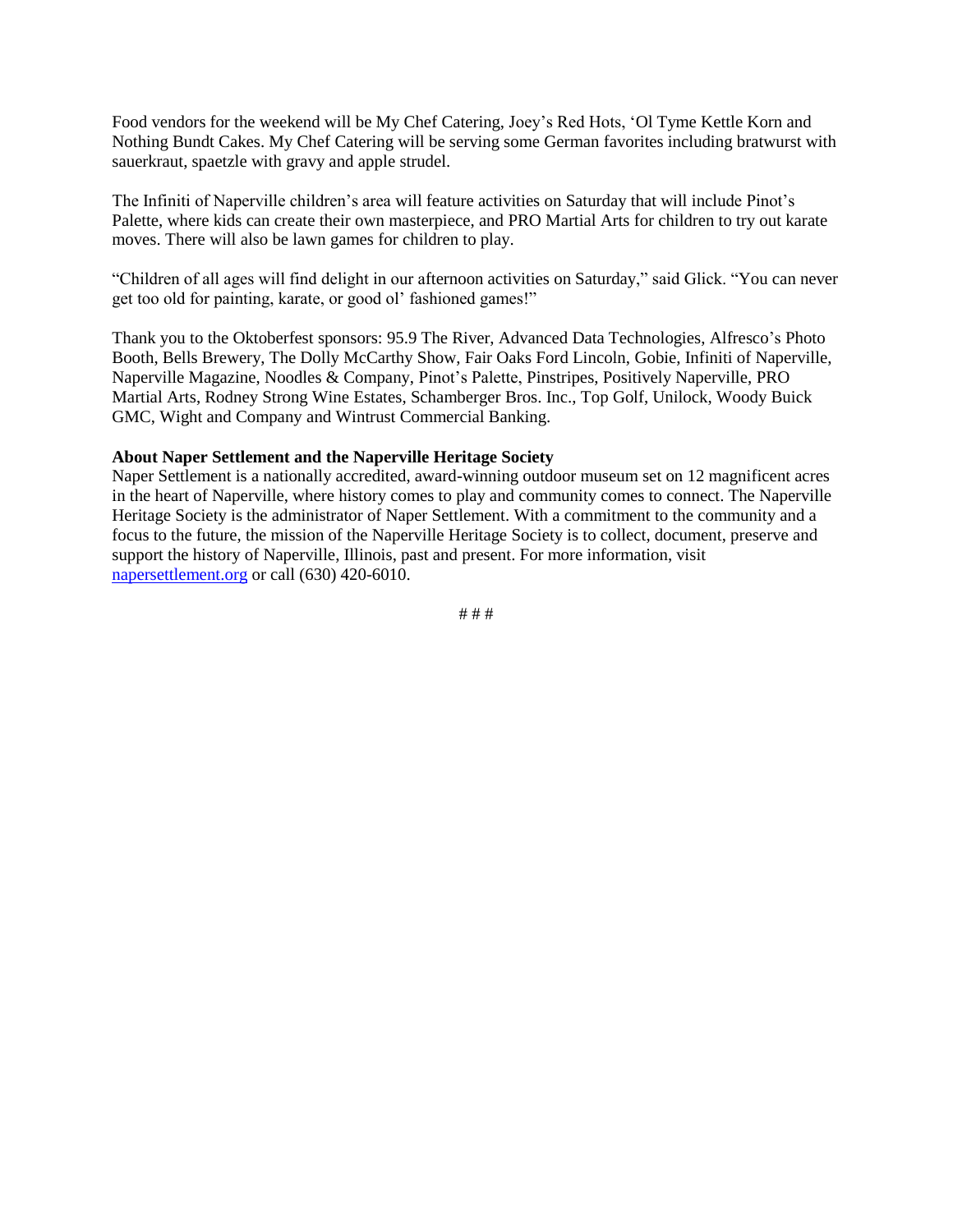Food vendors for the weekend will be My Chef Catering, Joey's Red Hots, 'Ol Tyme Kettle Korn and Nothing Bundt Cakes. My Chef Catering will be serving some German favorites including bratwurst with sauerkraut, spaetzle with gravy and apple strudel.

The Infiniti of Naperville children's area will feature activities on Saturday that will include Pinot's Palette, where kids can create their own masterpiece, and PRO Martial Arts for children to try out karate moves. There will also be lawn games for children to play.

"Children of all ages will find delight in our afternoon activities on Saturday," said Glick. "You can never get too old for painting, karate, or good ol' fashioned games!"

Thank you to the Oktoberfest sponsors: 95.9 The River, Advanced Data Technologies, Alfresco's Photo Booth, Bells Brewery, The Dolly McCarthy Show, Fair Oaks Ford Lincoln, Gobie, Infiniti of Naperville, Naperville Magazine, Noodles & Company, Pinot's Palette, Pinstripes, Positively Naperville, PRO Martial Arts, Rodney Strong Wine Estates, Schamberger Bros. Inc., Top Golf, Unilock, Woody Buick GMC, Wight and Company and Wintrust Commercial Banking.

**About Naper Settlement and the Naperville Heritage Society**

Naper Settlement is a nationally accredited, award-winning outdoor museum set on 12 magnificent acres in the heart of Naperville, where history comes to play and community comes to connect. The Naperville Heritage Society is the administrator of Naper Settlement. With a commitment to the community and a focus to the future, the mission of the Naperville Heritage Society is to collect, document, preserve and support the history of Naperville, Illinois, past and present. For more information, visit [napersettlement.org](http://napersettlement.org) or call (630) 420-6010.

# # #